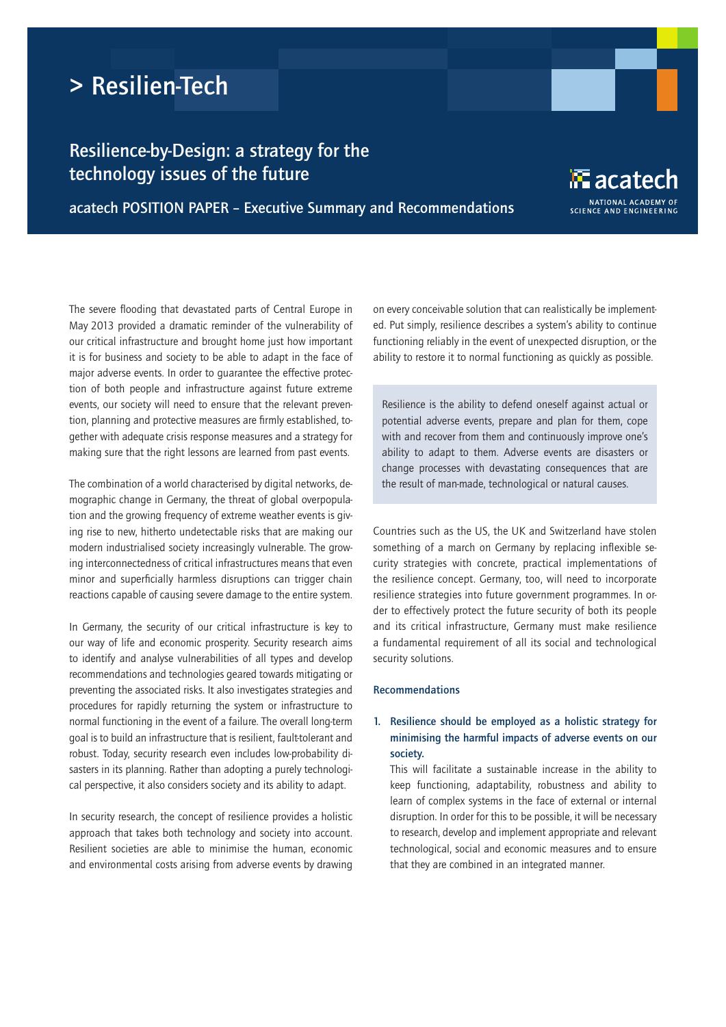# > Resilien-Tech

## Resilience-by-Design: a strategy for the technology issues of the future

**acatech POSITION PAPER – Executive Summary and Recommendations**

acatech
NATIONAL ACADEMY OF SCIENCE AND ENGINEERING

The severe flooding that devastated parts of Central Europe in May 2013 provided a dramatic reminder of the vulnerability of our critical infrastructure and brought home just how important it is for business and society to be able to adapt in the face of major adverse events. In order to guarantee the effective protection of both people and infrastructure against future extreme events, our society will need to ensure that the relevant prevention, planning and protective measures are firmly established, together with adequate crisis response measures and a strategy for making sure that the right lessons are learned from past events.

The combination of a world characterised by digital networks, demographic change in Germany, the threat of global overpopulation and the growing frequency of extreme weather events is giving rise to new, hitherto undetectable risks that are making our modern industrialised society increasingly vulnerable. The growing interconnectedness of critical infrastructures means that even minor and superficially harmless disruptions can trigger chain reactions capable of causing severe damage to the entire system.

In Germany, the security of our critical infrastructure is key to our way of life and economic prosperity. Security research aims to identify and analyse vulnerabilities of all types and develop recommendations and technologies geared towards mitigating or preventing the associated risks. It also investigates strategies and procedures for rapidly returning the system or infrastructure to normal functioning in the event of a failure. The overall long-term goal is to build an infrastructure that is resilient, fault-tolerant and robust. Today, security research even includes low-probability disasters in its planning. Rather than adopting a purely technological perspective, it also considers society and its ability to adapt.

In security research, the concept of resilience provides a holistic approach that takes both technology and society into account. Resilient societies are able to minimise the human, economic and environmental costs arising from adverse events by drawing on every conceivable solution that can realistically be implemented. Put simply, resilience describes a system's ability to continue functioning reliably in the event of unexpected disruption, or the ability to restore it to normal functioning as quickly as possible.

> Resilience is the ability to defend oneself against actual or potential adverse events, prepare and plan for them, cope with and recover from them and continuously improve one's ability to adapt to them. Adverse events are disasters or change processes with devastating consequences that are the result of man-made, technological or natural causes.

Countries such as the US, the UK and Switzerland have stolen something of a march on Germany by replacing inflexible security strategies with concrete, practical implementations of the resilience concept. Germany, too, will need to incorporate resilience strategies into future government programmes. In order to effectively protect the future security of both its people and its critical infrastructure, Germany must make resilience a fundamental requirement of all its social and technological security solutions.

### Recommendations

1. **Resilience should be employed as a holistic strategy for minimising the harmful impacts of adverse events on our society.**
   This will facilitate a sustainable increase in the ability to keep functioning, adaptability, robustness and ability to learn of complex systems in the face of external or internal disruption. In order for this to be possible, it will be necessary to research, develop and implement appropriate and relevant technological, social and economic measures and to ensure that they are combined in an integrated manner.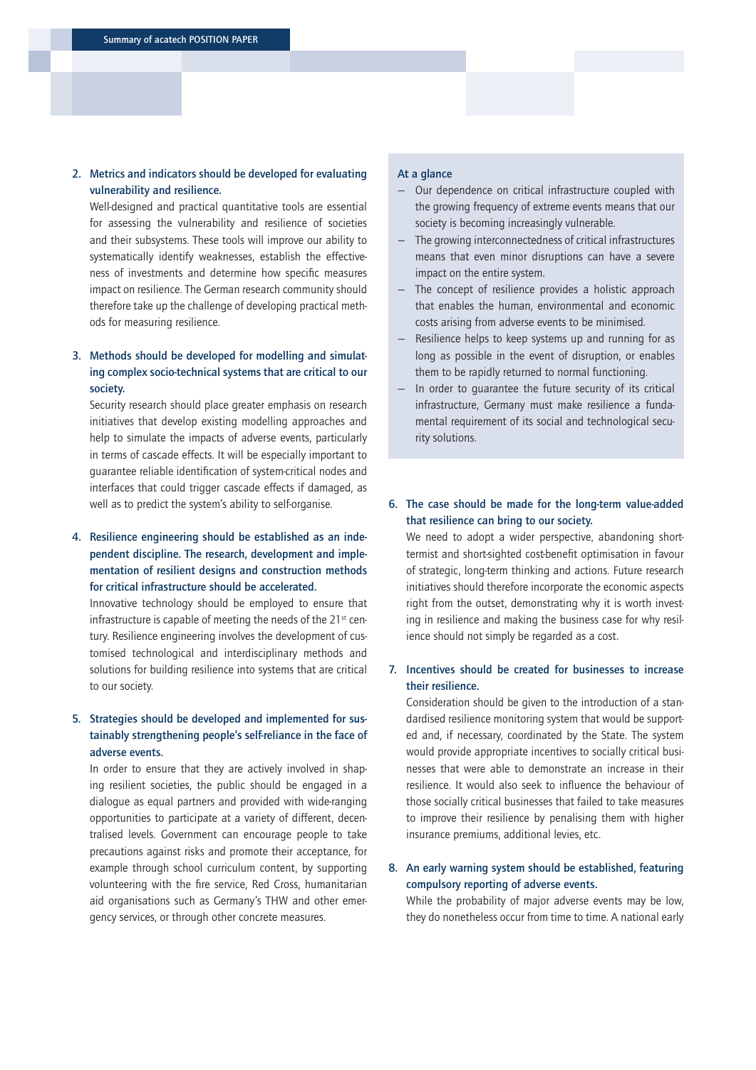2. **Metrics and indicators should be developed for evaluating vulnerability and resilience.**

   Well-designed and practical quantitative tools are essential for assessing the vulnerability and resilience of societies and their subsystems. These tools will improve our ability to systematically identify weaknesses, establish the effectiveness of investments and determine how specific measures impact on resilience. The German research community should therefore take up the challenge of developing practical methods for measuring resilience.

3. **Methods should be developed for modelling and simulating complex socio-technical systems that are critical to our society.**

   Security research should place greater emphasis on research initiatives that develop existing modelling approaches and help to simulate the impacts of adverse events, particularly in terms of cascade effects. It will be especially important to guarantee reliable identification of system-critical nodes and interfaces that could trigger cascade effects if damaged, as well as to predict the system's ability to self-organise.

4. **Resilience engineering should be established as an independent discipline. The research, development and implementation of resilient designs and construction methods for critical infrastructure should be accelerated.**

   Innovative technology should be employed to ensure that infrastructure is capable of meeting the needs of the 21st century. Resilience engineering involves the development of customised technological and interdisciplinary methods and solutions for building resilience into systems that are critical to our society.

5. **Strategies should be developed and implemented for sustainably strengthening people's self-reliance in the face of adverse events.**

   In order to ensure that they are actively involved in shaping resilient societies, the public should be engaged in a dialogue as equal partners and provided with wide-ranging opportunities to participate at a variety of different, decentralised levels. Government can encourage people to take precautions against risks and promote their acceptance, for example through school curriculum content, by supporting volunteering with the fire service, Red Cross, humanitarian aid organisations such as Germany's THW and other emergency services, or through other concrete measures.

**At a glance**

- Our dependence on critical infrastructure coupled with the growing frequency of extreme events means that our society is becoming increasingly vulnerable.
- The growing interconnectedness of critical infrastructures means that even minor disruptions can have a severe impact on the entire system.
- The concept of resilience provides a holistic approach that enables the human, environmental and economic costs arising from adverse events to be minimised.
- Resilience helps to keep systems up and running for as long as possible in the event of disruption, or enables them to be rapidly returned to normal functioning.
- In order to guarantee the future security of its critical infrastructure, Germany must make resilience a fundamental requirement of its social and technological security solutions.

6. **The case should be made for the long-term value-added that resilience can bring to our society.**

   We need to adopt a wider perspective, abandoning short-termist and short-sighted cost-benefit optimisation in favour of strategic, long-term thinking and actions. Future research initiatives should therefore incorporate the economic aspects right from the outset, demonstrating why it is worth investing in resilience and making the business case for why resilience should not simply be regarded as a cost.

7. **Incentives should be created for businesses to increase their resilience.**

   Consideration should be given to the introduction of a standardised resilience monitoring system that would be supported and, if necessary, coordinated by the State. The system would provide appropriate incentives to socially critical businesses that were able to demonstrate an increase in their resilience. It would also seek to influence the behaviour of those socially critical businesses that failed to take measures to improve their resilience by penalising them with higher insurance premiums, additional levies, etc.

8. **An early warning system should be established, featuring compulsory reporting of adverse events.**

   While the probability of major adverse events may be low, they do nonetheless occur from time to time. A national early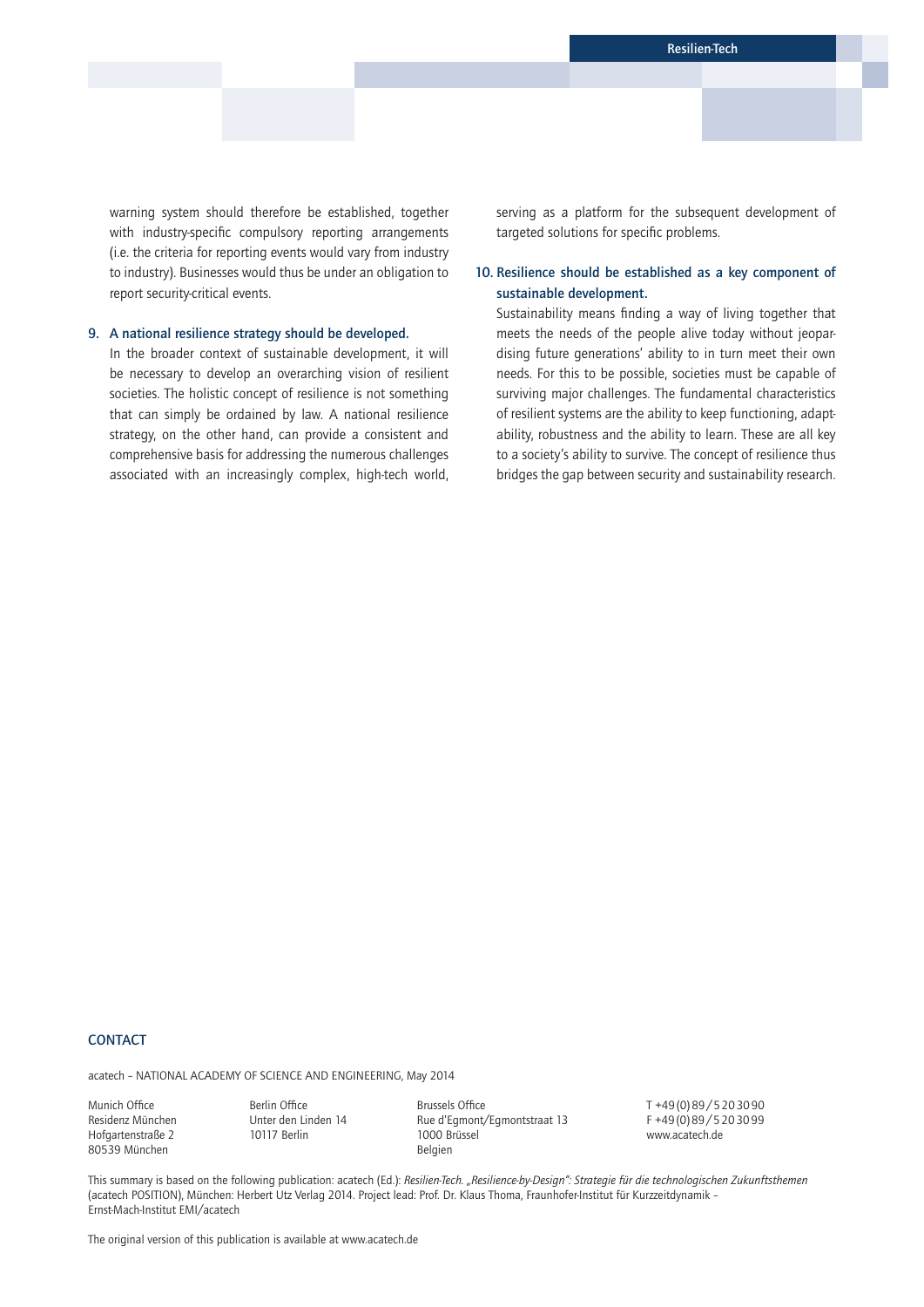warning system should therefore be established, together with industry-specific compulsory reporting arrangements (i.e. the criteria for reporting events would vary from industry to industry). Businesses would thus be under an obligation to report security-critical events.

9. **A national resilience strategy should be developed.**
   In the broader context of sustainable development, it will be necessary to develop an overarching vision of resilient societies. The holistic concept of resilience is not something that can simply be ordained by law. A national resilience strategy, on the other hand, can provide a consistent and comprehensive basis for addressing the numerous challenges associated with an increasingly complex, high-tech world, serving as a platform for the subsequent development of targeted solutions for specific problems.

10. **Resilience should be established as a key component of sustainable development.**
    Sustainability means finding a way of living together that meets the needs of the people alive today without jeopardising future generations' ability to in turn meet their own needs. For this to be possible, societies must be capable of surviving major challenges. The fundamental characteristics of resilient systems are the ability to keep functioning, adaptability, robustness and the ability to learn. These are all key to a society's ability to survive. The concept of resilience thus bridges the gap between security and sustainability research.

## CONTACT

acatech – NATIONAL ACADEMY OF SCIENCE AND ENGINEERING, May 2014

Munich Office
Residenz München
Hofgartenstraße 2
80539 München

Berlin Office
Unter den Linden 14
10117 Berlin

Brussels Office
Rue d'Egmont/Egmontstraat 13
1000 Brüssel
Belgien

T +49 (0) 89/5 20 30 90
F +49 (0) 89/5 20 30 99
www.acatech.de

This summary is based on the following publication: acatech (Ed.): *Resilien-Tech. „Resilience-by-Design": Strategie für die technologischen Zukunftsthemen* (acatech POSITION), München: Herbert Utz Verlag 2014. Project lead: Prof. Dr. Klaus Thoma, Fraunhofer-Institut für Kurzzeitdynamik – Ernst-Mach-Institut EMI/acatech

The original version of this publication is available at www.acatech.de